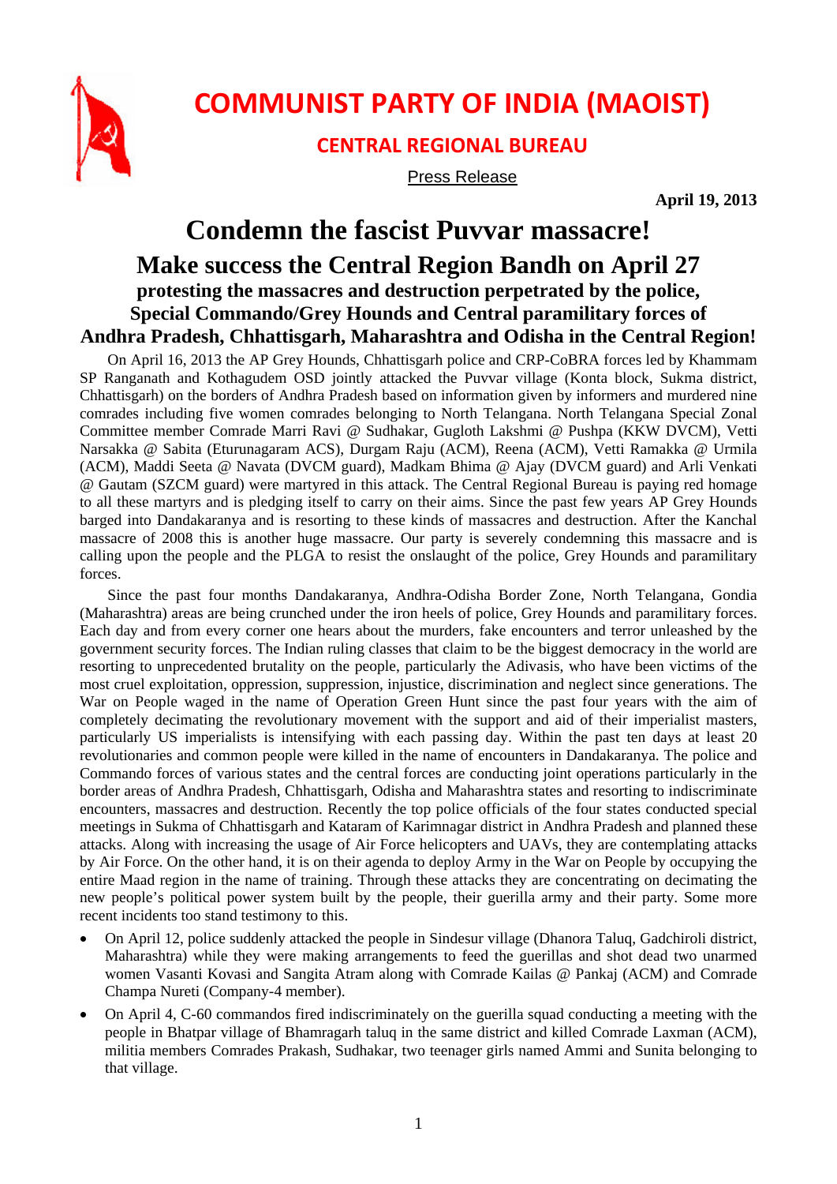# COMMUNIST PARTY OF INDIA (MAOIST)

## CENTRAL REGIONAL BUREAU

Press Release

**April 19, 2013**

# Condemn the fascist Puvvar massacre!

## Make success the Central Region Bandh on April 27

### protesting the massacres and destruction perpetrated by the police, Special Commando/Grey Hounds and Central paramilitary forces of Andhra Pradesh, Chhattisgarh, Maharashtra and Odisha in the Central Region!

On April 16, 2013 the AP Grey Hounds, Chhattisgarh police and CRP-CoBRA forces led by Khammam SP Ranganath and Kothagudem OSD jointly attacked the Puvvar village (Konta block, Sukma district, Chhattisgarh) on the borders of Andhra Pradesh based on information given by informers and murdered nine comrades including five women comrades belonging to North Telangana. North Telangana Special Zonal Committee member Comrade Marri Ravi @ Sudhakar, Gugloth Lakshmi @ Pushpa (KKW DVCM), Vetti Narsakka @ Sabita (Eturunagaram ACS), Durgam Raju (ACM), Reena (ACM), Vetti Ramakka @ Urmila (ACM), Maddi Seeta @ Navata (DVCM guard), Madkam Bhima @ Ajay (DVCM guard) and Arli Venkati @ Gautam (SZCM guard) were martyred in this attack. The Central Regional Bureau is paying red homage to all these martyrs and is pledging itself to carry on their aims. Since the past few years AP Grey Hounds barged into Dandakaranya and is resorting to these kinds of massacres and destruction. After the Kanchal massacre of 2008 this is another huge massacre. Our party is severely condemning this massacre and is calling upon the people and the PLGA to resist the onslaught of the police, Grey Hounds and paramilitary forces.

Since the past four months Dandakaranya, Andhra-Odisha Border Zone, North Telangana, Gondia (Maharashtra) areas are being crunched under the iron heels of police, Grey Hounds and paramilitary forces. Each day and from every corner one hears about the murders, fake encounters and terror unleashed by the government security forces. The Indian ruling classes that claim to be the biggest democracy in the world are resorting to unprecedented brutality on the people, particularly the Adivasis, who have been victims of the most cruel exploitation, oppression, suppression, injustice, discrimination and neglect since generations. The War on People waged in the name of Operation Green Hunt since the past four years with the aim of completely decimating the revolutionary movement with the support and aid of their imperialist masters, particularly US imperialists is intensifying with each passing day. Within the past ten days at least 20 revolutionaries and common people were killed in the name of encounters in Dandakaranya. The police and Commando forces of various states and the central forces are conducting joint operations particularly in the border areas of Andhra Pradesh, Chhattisgarh, Odisha and Maharashtra states and resorting to indiscriminate encounters, massacres and destruction. Recently the top police officials of the four states conducted special meetings in Sukma of Chhattisgarh and Kataram of Karimnagar district in Andhra Pradesh and planned these attacks. Along with increasing the usage of Air Force helicopters and UAVs, they are contemplating attacks by Air Force. On the other hand, it is on their agenda to deploy Army in the War on People by occupying the entire Maad region in the name of training. Through these attacks they are concentrating on decimating the new people's political power system built by the people, their guerilla army and their party. Some more recent incidents too stand testimony to this.

- On April 12, police suddenly attacked the people in Sindesur village (Dhanora Taluq, Gadchiroli district, Maharashtra) while they were making arrangements to feed the guerillas and shot dead two unarmed women Vasanti Kovasi and Sangita Atram along with Comrade Kailas @ Pankaj (ACM) and Comrade Champa Nureti (Company-4 member).
- On April 4, C-60 commandos fired indiscriminately on the guerilla squad conducting a meeting with the people in Bhatpar village of Bhamragarh taluq in the same district and killed Comrade Laxman (ACM), militia members Comrades Prakash, Sudhakar, two teenager girls named Ammi and Sunita belonging to that village.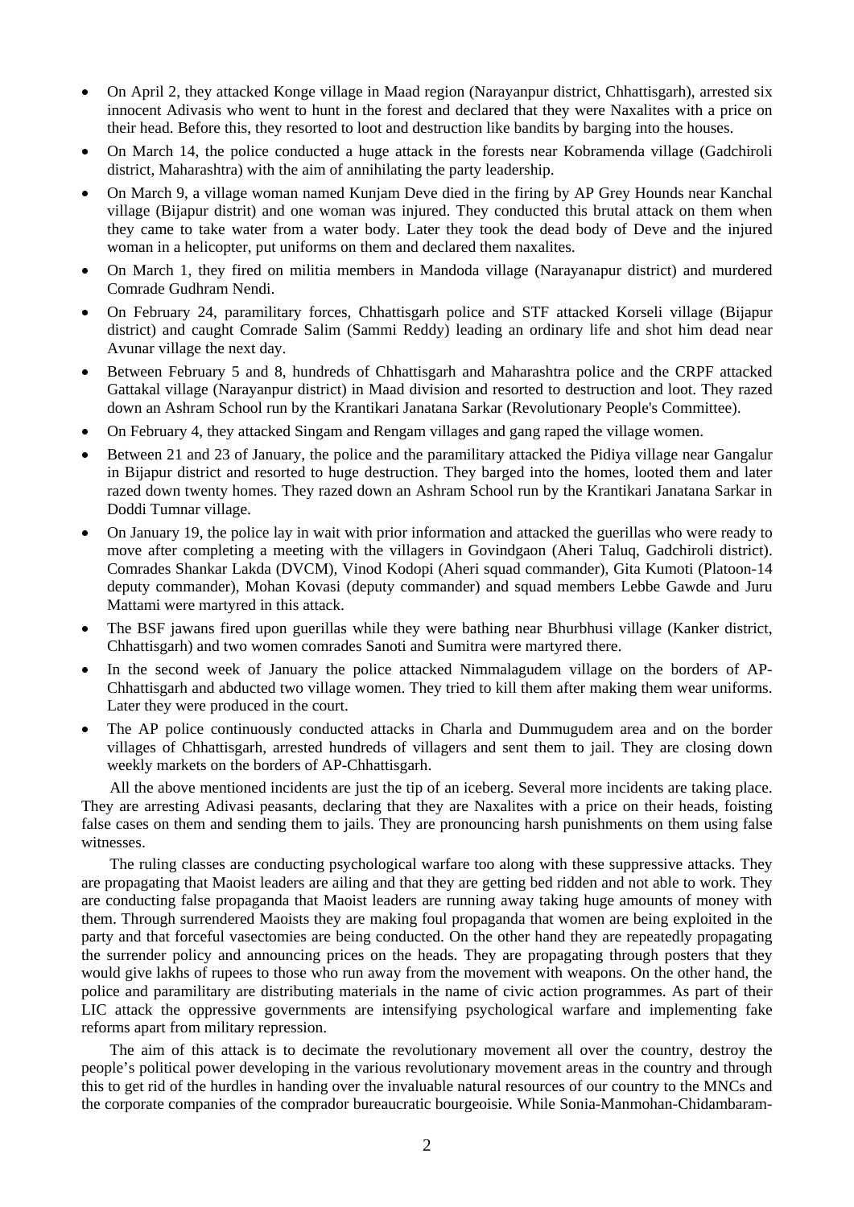- On April 2, they attacked Konge village in Maad region (Narayanpur district, Chhattisgarh), arrested six innocent Adivasis who went to hunt in the forest and declared that they were Naxalites with a price on their head. Before this, they resorted to loot and destruction like bandits by barging into the houses.
- On March 14, the police conducted a huge attack in the forests near Kobramenda village (Gadchiroli district, Maharashtra) with the aim of annihilating the party leadership.
- On March 9, a village woman named Kunjam Deve died in the firing by AP Grey Hounds near Kanchal village (Bijapur distrit) and one woman was injured. They conducted this brutal attack on them when they came to take water from a water body. Later they took the dead body of Deve and the injured woman in a helicopter, put uniforms on them and declared them naxalites.
- On March 1, they fired on militia members in Mandoda village (Narayanapur district) and murdered Comrade Gudhram Nendi.
- On February 24, paramilitary forces, Chhattisgarh police and STF attacked Korseli village (Bijapur district) and caught Comrade Salim (Sammi Reddy) leading an ordinary life and shot him dead near Avunar village the next day.
- Between February 5 and 8, hundreds of Chhattisgarh and Maharashtra police and the CRPF attacked Gattakal village (Narayanpur district) in Maad division and resorted to destruction and loot. They razed down an Ashram School run by the Krantikari Janatana Sarkar (Revolutionary People's Committee).
- On February 4, they attacked Singam and Rengam villages and gang raped the village women.
- Between 21 and 23 of January, the police and the paramilitary attacked the Pidiya village near Gangalur in Bijapur district and resorted to huge destruction. They barged into the homes, looted them and later razed down twenty homes. They razed down an Ashram School run by the Krantikari Janatana Sarkar in Doddi Tumnar village.
- On January 19, the police lay in wait with prior information and attacked the guerillas who were ready to move after completing a meeting with the villagers in Govindgaon (Aheri Taluq, Gadchiroli district). Comrades Shankar Lakda (DVCM), Vinod Kodopi (Aheri squad commander), Gita Kumoti (Platoon-14 deputy commander), Mohan Kovasi (deputy commander) and squad members Lebbe Gawde and Juru Mattami were martyred in this attack.
- The BSF jawans fired upon guerillas while they were bathing near Bhurbhusi village (Kanker district, Chhattisgarh) and two women comrades Sanoti and Sumitra were martyred there.
- In the second week of January the police attacked Nimmalagudem village on the borders of AP-Chhattisgarh and abducted two village women. They tried to kill them after making them wear uniforms. Later they were produced in the court.
- The AP police continuously conducted attacks in Charla and Dummugudem area and on the border villages of Chhattisgarh, arrested hundreds of villagers and sent them to jail. They are closing down weekly markets on the borders of AP-Chhattisgarh.

All the above mentioned incidents are just the tip of an iceberg. Several more incidents are taking place. They are arresting Adivasi peasants, declaring that they are Naxalites with a price on their heads, foisting false cases on them and sending them to jails. They are pronouncing harsh punishments on them using false witnesses.

The ruling classes are conducting psychological warfare too along with these suppressive attacks. They are propagating that Maoist leaders are ailing and that they are getting bed ridden and not able to work. They are conducting false propaganda that Maoist leaders are running away taking huge amounts of money with them. Through surrendered Maoists they are making foul propaganda that women are being exploited in the party and that forceful vasectomies are being conducted. On the other hand they are repeatedly propagating the surrender policy and announcing prices on the heads. They are propagating through posters that they would give lakhs of rupees to those who run away from the movement with weapons. On the other hand, the police and paramilitary are distributing materials in the name of civic action programmes. As part of their LIC attack the oppressive governments are intensifying psychological warfare and implementing fake reforms apart from military repression.

The aim of this attack is to decimate the revolutionary movement all over the country, destroy the people's political power developing in the various revolutionary movement areas in the country and through this to get rid of the hurdles in handing over the invaluable natural resources of our country to the MNCs and the corporate companies of the comprador bureaucratic bourgeoisie. While Sonia-Manmohan-Chidambaram-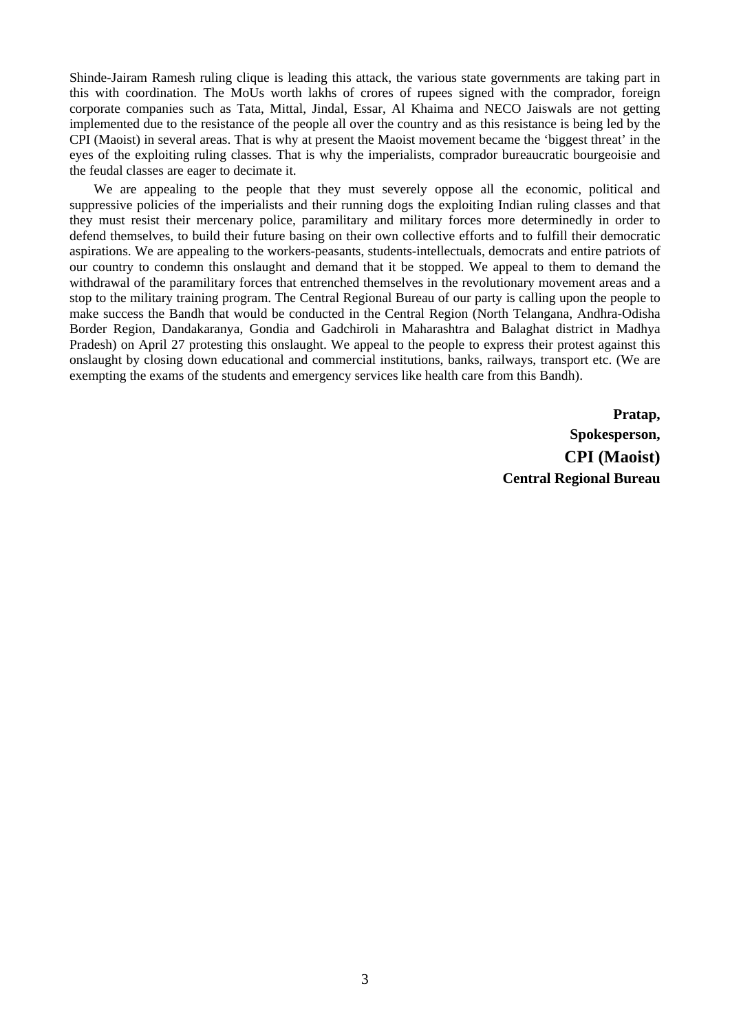Shinde-Jairam Ramesh ruling clique is leading this attack, the various state governments are taking part in this with coordination. The MoUs worth lakhs of crores of rupees signed with the comprador, foreign corporate companies such as Tata, Mittal, Jindal, Essar, Al Khaima and NECO Jaiswals are not getting implemented due to the resistance of the people all over the country and as this resistance is being led by the CPI (Maoist) in several areas. That is why at present the Maoist movement became the 'biggest threat' in the eyes of the exploiting ruling classes. That is why the imperialists, comprador bureaucratic bourgeoisie and the feudal classes are eager to decimate it.

We are appealing to the people that they must severely oppose all the economic, political and suppressive policies of the imperialists and their running dogs the exploiting Indian ruling classes and that they must resist their mercenary police, paramilitary and military forces more determinedly in order to defend themselves, to build their future basing on their own collective efforts and to fulfill their democratic aspirations. We are appealing to the workers-peasants, students-intellectuals, democrats and entire patriots of our country to condemn this onslaught and demand that it be stopped. We appeal to them to demand the withdrawal of the paramilitary forces that entrenched themselves in the revolutionary movement areas and a stop to the military training program. The Central Regional Bureau of our party is calling upon the people to make success the Bandh that would be conducted in the Central Region (North Telangana, Andhra-Odisha Border Region, Dandakaranya, Gondia and Gadchiroli in Maharashtra and Balaghat district in Madhya Pradesh) on April 27 protesting this onslaught. We appeal to the people to express their protest against this onslaught by closing down educational and commercial institutions, banks, railways, transport etc. (We are exempting the exams of the students and emergency services like health care from this Bandh).

**Pratap,**
**Spokesperson,**
**CPI (Maoist)**
**Central Regional Bureau**